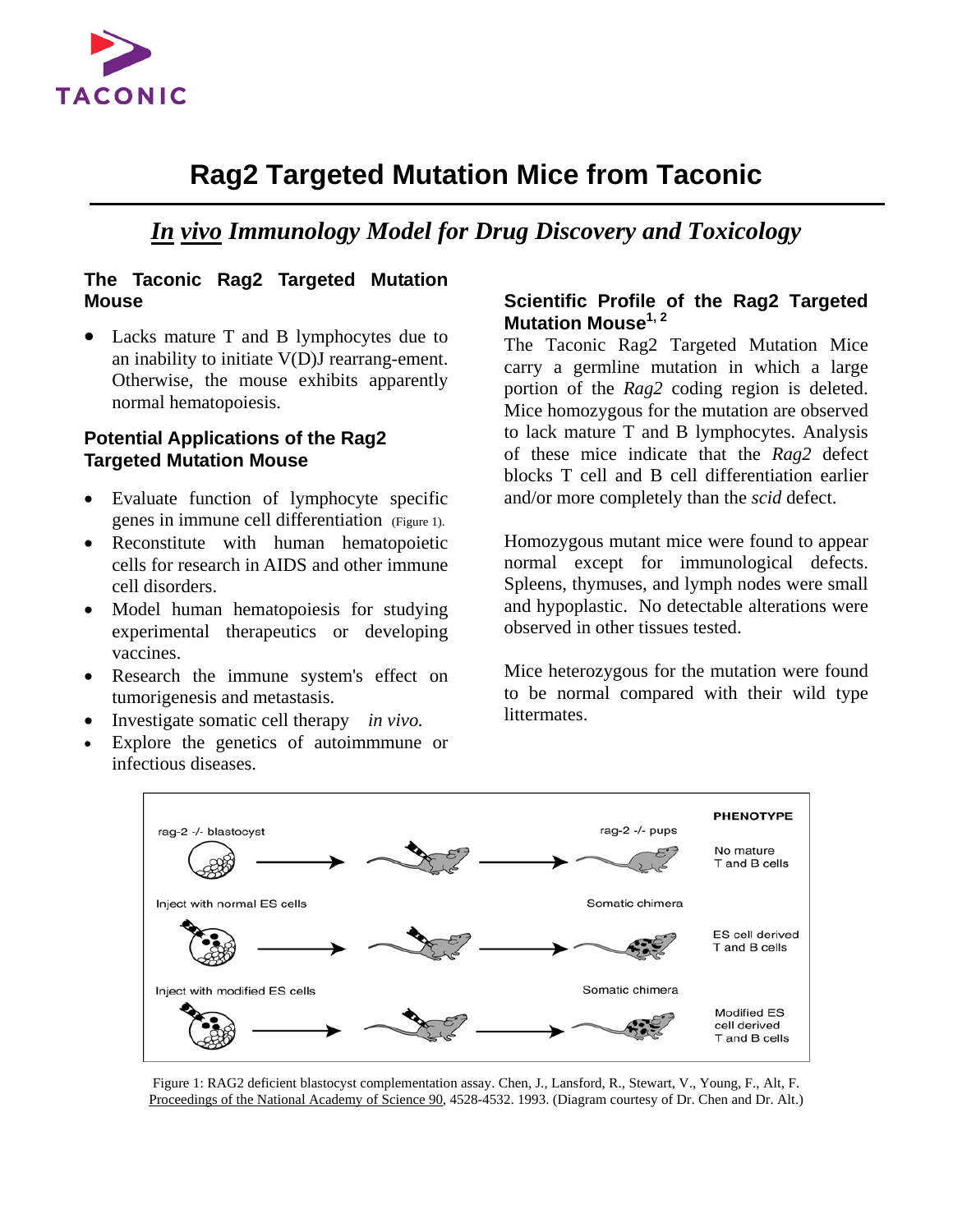# Rag2 Targeted Mutation Mice from Taconic

## *In vivo* Immunology Model for Drug Discovery and Toxicology

### The Taconic Rag2 Targeted Mutation Mouse

- Lacks mature T and B lymphocytes due to an inability to initiate V(D)J rearrang-ement. Otherwise, the mouse exhibits apparently normal hematopoiesis.

### Potential Applications of the Rag2 Targeted Mutation Mouse

- Evaluate function of lymphocyte specific genes in immune cell differentiation (Figure 1).
- Reconstitute with human hematopoietic cells for research in AIDS and other immune cell disorders.
- Model human hematopoiesis for studying experimental therapeutics or developing vaccines.
- Research the immune system's effect on tumorigenesis and metastasis.
- Investigate somatic cell therapy *in vivo.*
- Explore the genetics of autoimmmune or infectious diseases.

### Scientific Profile of the Rag2 Targeted Mutation Mouse[1, 2]

The Taconic Rag2 Targeted Mutation Mice carry a germline mutation in which a large portion of the *Rag2* coding region is deleted. Mice homozygous for the mutation are observed to lack mature T and B lymphocytes. Analysis of these mice indicate that the *Rag2* defect blocks T cell and B cell differentiation earlier and/or more completely than the *scid* defect.

Homozygous mutant mice were found to appear normal except for immunological defects. Spleens, thymuses, and lymph nodes were small and hypoplastic. No detectable alterations were observed in other tissues tested.

Mice heterozygous for the mutation were found to be normal compared with their wild type littermates.

| | | PHENOTYPE |
|---|---|---|
| rag-2 -/- blastocyst | rag-2 -/- pups | No mature T and B cells |
| Inject with normal ES cells | Somatic chimera | ES cell derived T and B cells |
| Inject with modified ES cells | Somatic chimera | Modified ES cell derived T and B cells |

Figure 1: RAG2 deficient blastocyst complementation assay. Chen, J., Lansford, R., Stewart, V., Young, F., Alt, F. Proceedings of the National Academy of Science 90, 4528-4532. 1993. (Diagram courtesy of Dr. Chen and Dr. Alt.)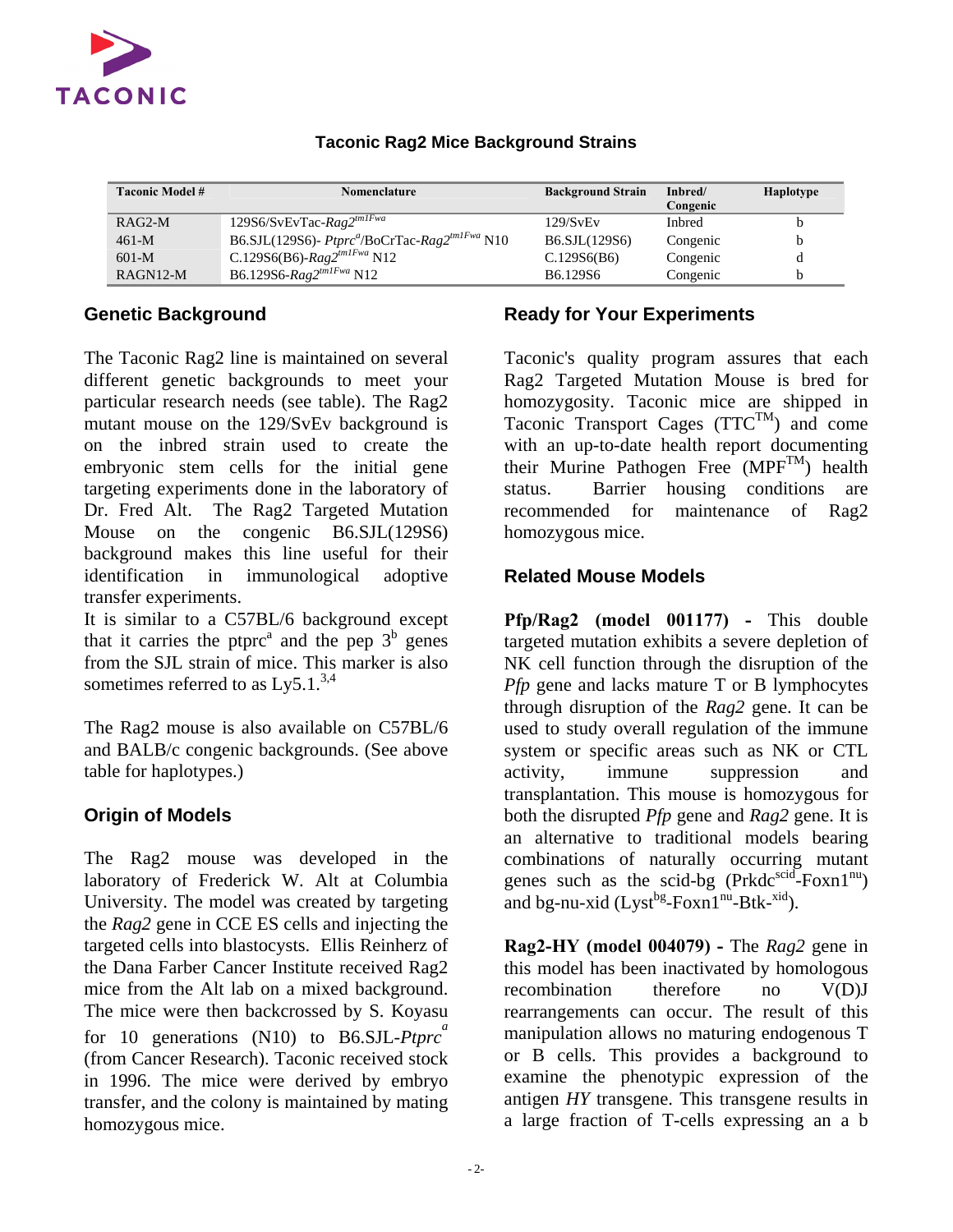### Taconic Rag2 Mice Background Strains

| Taconic Model # | Nomenclature | Background Strain | Inbred/ Congenic | Haplotype |
|---|---|---|---|---|
| RAG2-M | 129S6/SvEvTac-*Rag2*$^{tm1Fwa}$ | 129/SvEv | Inbred | b |
| 461-M | B6.SJL(129S6)- *Ptprc*$^{a}$/BoCrTac-*Rag2*$^{tm1Fwa}$ N10 | B6.SJL(129S6) | Congenic | b |
| 601-M | C.129S6(B6)-*Rag2*$^{tm1Fwa}$ N12 | C.129S6(B6) | Congenic | d |
| RAGN12-M | B6.129S6-*Rag2*$^{tm1Fwa}$ N12 | B6.129S6 | Congenic | b |

## Genetic Background

The Taconic Rag2 line is maintained on several different genetic backgrounds to meet your particular research needs (see table). The Rag2 mutant mouse on the 129/SvEv background is on the inbred strain used to create the embryonic stem cells for the initial gene targeting experiments done in the laboratory of Dr. Fred Alt. The Rag2 Targeted Mutation Mouse on the congenic B6.SJL(129S6) background makes this line useful for their identification in immunological adoptive transfer experiments.

It is similar to a C57BL/6 background except that it carries the ptprc$^{a}$ and the pep 3$^{b}$ genes from the SJL strain of mice. This marker is also sometimes referred to as Ly5.1.[3,4]

The Rag2 mouse is also available on C57BL/6 and BALB/c congenic backgrounds. (See above table for haplotypes.)

## Origin of Models

The Rag2 mouse was developed in the laboratory of Frederick W. Alt at Columbia University. The model was created by targeting the *Rag2* gene in CCE ES cells and injecting the targeted cells into blastocysts. Ellis Reinherz of the Dana Farber Cancer Institute received Rag2 mice from the Alt lab on a mixed background. The mice were then backcrossed by S. Koyasu for 10 generations (N10) to B6.SJL-*Ptprc*$^{a}$ (from Cancer Research). Taconic received stock in 1996. The mice were derived by embryo transfer, and the colony is maintained by mating homozygous mice.

## Ready for Your Experiments

Taconic's quality program assures that each Rag2 Targeted Mutation Mouse is bred for homozygosity. Taconic mice are shipped in Taconic Transport Cages (TTC™) and come with an up-to-date health report documenting their Murine Pathogen Free (MPF™) health status. Barrier housing conditions are recommended for maintenance of Rag2 homozygous mice.

## Related Mouse Models

**Pfp/Rag2 (model 001177) -** This double targeted mutation exhibits a severe depletion of NK cell function through the disruption of the *Pfp* gene and lacks mature T or B lymphocytes through disruption of the *Rag2* gene. It can be used to study overall regulation of the immune system or specific areas such as NK or CTL activity, immune suppression and transplantation. This mouse is homozygous for both the disrupted *Pfp* gene and *Rag2* gene. It is an alternative to traditional models bearing combinations of naturally occurring mutant genes such as the scid-bg (Prkdc$^{scid}$-Foxn1$^{nu}$) and bg-nu-xid (Lyst$^{bg}$-Foxn1$^{nu}$-Btk-$^{xid}$).

**Rag2-HY (model 004079) -** The *Rag2* gene in this model has been inactivated by homologous recombination therefore no V(D)J rearrangements can occur. The result of this manipulation allows no maturing endogenous T or B cells. This provides a background to examine the phenotypic expression of the antigen *HY* transgene. This transgene results in a large fraction of T-cells expressing an a b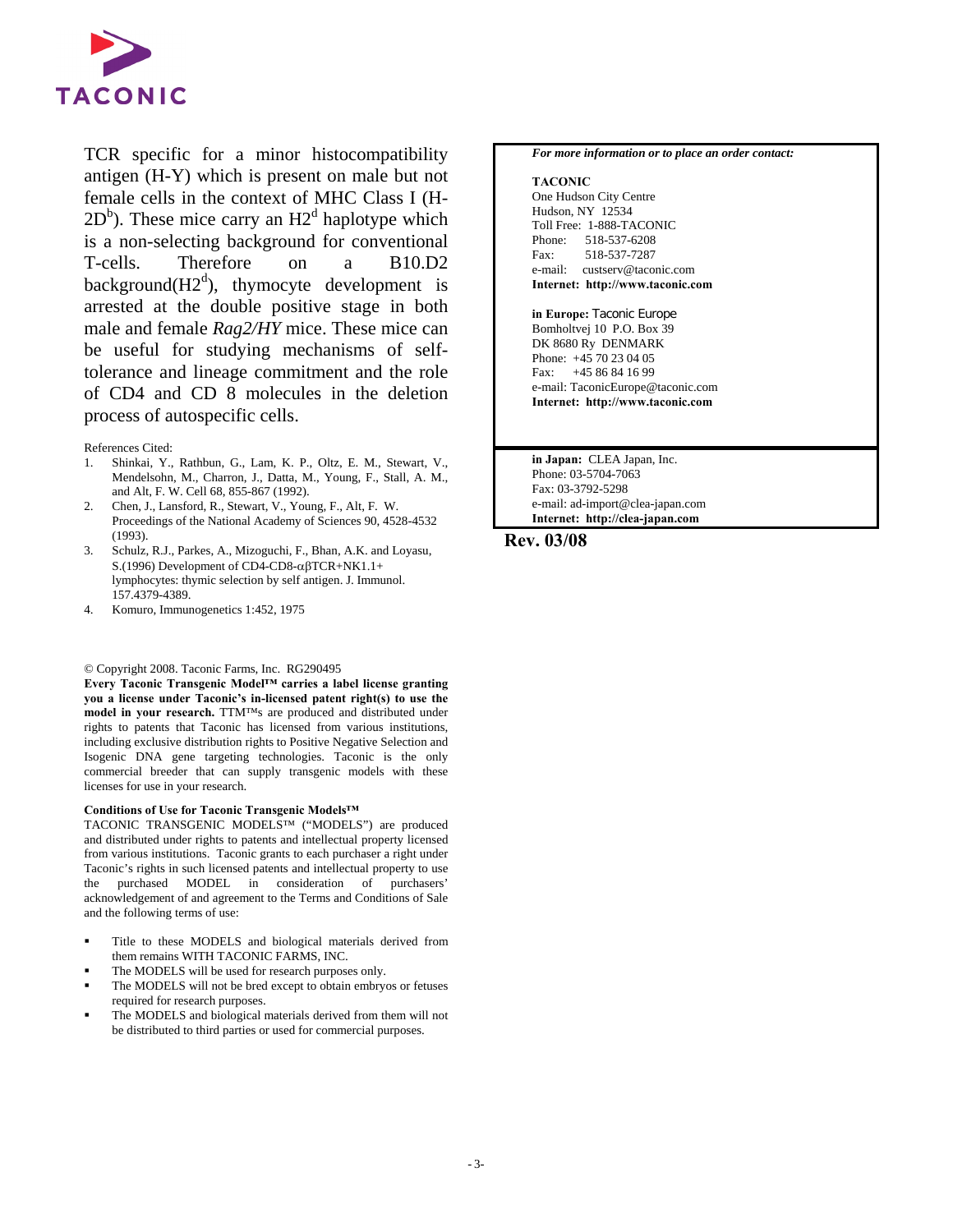TCR specific for a minor histocompatibility antigen (H-Y) which is present on male but not female cells in the context of MHC Class I (H-$2D^b$). These mice carry an $H2^d$ haplotype which is a non-selecting background for conventional T-cells. Therefore on a B10.D2 background($H2^d$), thymocyte development is arrested at the double positive stage in both male and female *Rag2/HY* mice. These mice can be useful for studying mechanisms of self-tolerance and lineage commitment and the role of CD4 and CD 8 molecules in the deletion process of autospecific cells.

References Cited:

1. Shinkai, Y., Rathbun, G., Lam, K. P., Oltz, E. M., Stewart, V., Mendelsohn, M., Charron, J., Datta, M., Young, F., Stall, A. M., and Alt, F. W. Cell 68, 855-867 (1992).
2. Chen, J., Lansford, R., Stewart, V., Young, F., Alt, F. W. Proceedings of the National Academy of Sciences 90, 4528-4532 (1993).
3. Schulz, R.J., Parkes, A., Mizoguchi, F., Bhan, A.K. and Loyasu, S.(1996) Development of CD4-CD8-αβTCR+NK1.1+ lymphocytes: thymic selection by self antigen. J. Immunol. 157.4379-4389.
4. Komuro, Immunogenetics 1:452, 1975

© Copyright 2008. Taconic Farms, Inc. RG290495

**Every Taconic Transgenic Model™ carries a label license granting you a license under Taconic's in-licensed patent right(s) to use the model in your research.** TTM™s are produced and distributed under rights to patents that Taconic has licensed from various institutions, including exclusive distribution rights to Positive Negative Selection and Isogenic DNA gene targeting technologies. Taconic is the only commercial breeder that can supply transgenic models with these licenses for use in your research.

**Conditions of Use for Taconic Transgenic Models™**

TACONIC TRANSGENIC MODELS™ ("MODELS") are produced and distributed under rights to patents and intellectual property licensed from various institutions. Taconic grants to each purchaser a right under Taconic's rights in such licensed patents and intellectual property to use the purchased MODEL in consideration of purchasers' acknowledgement of and agreement to the Terms and Conditions of Sale and the following terms of use:

- Title to these MODELS and biological materials derived from them remains WITH TACONIC FARMS, INC.
- The MODELS will be used for research purposes only.
- The MODELS will not be bred except to obtain embryos or fetuses required for research purposes.
- The MODELS and biological materials derived from them will not be distributed to third parties or used for commercial purposes.

***For more information or to place an order contact:***

**TACONIC**
One Hudson City Centre
Hudson, NY 12534
Toll Free: 1-888-TACONIC
Phone: 518-537-6208
Fax: 518-537-7287
e-mail: custserv@taconic.com
**Internet: http://www.taconic.com**

**in Europe:** Taconic Europe
Bomholtvej 10 P.O. Box 39
DK 8680 Ry DENMARK
Phone: +45 70 23 04 05
Fax: +45 86 84 16 99
e-mail: TaconicEurope@taconic.com
**Internet: http://www.taconic.com**

**in Japan:** CLEA Japan, Inc.
Phone: 03-5704-7063
Fax: 03-3792-5298
e-mail: ad-import@clea-japan.com
**Internet: http://clea-japan.com**

**Rev. 03/08**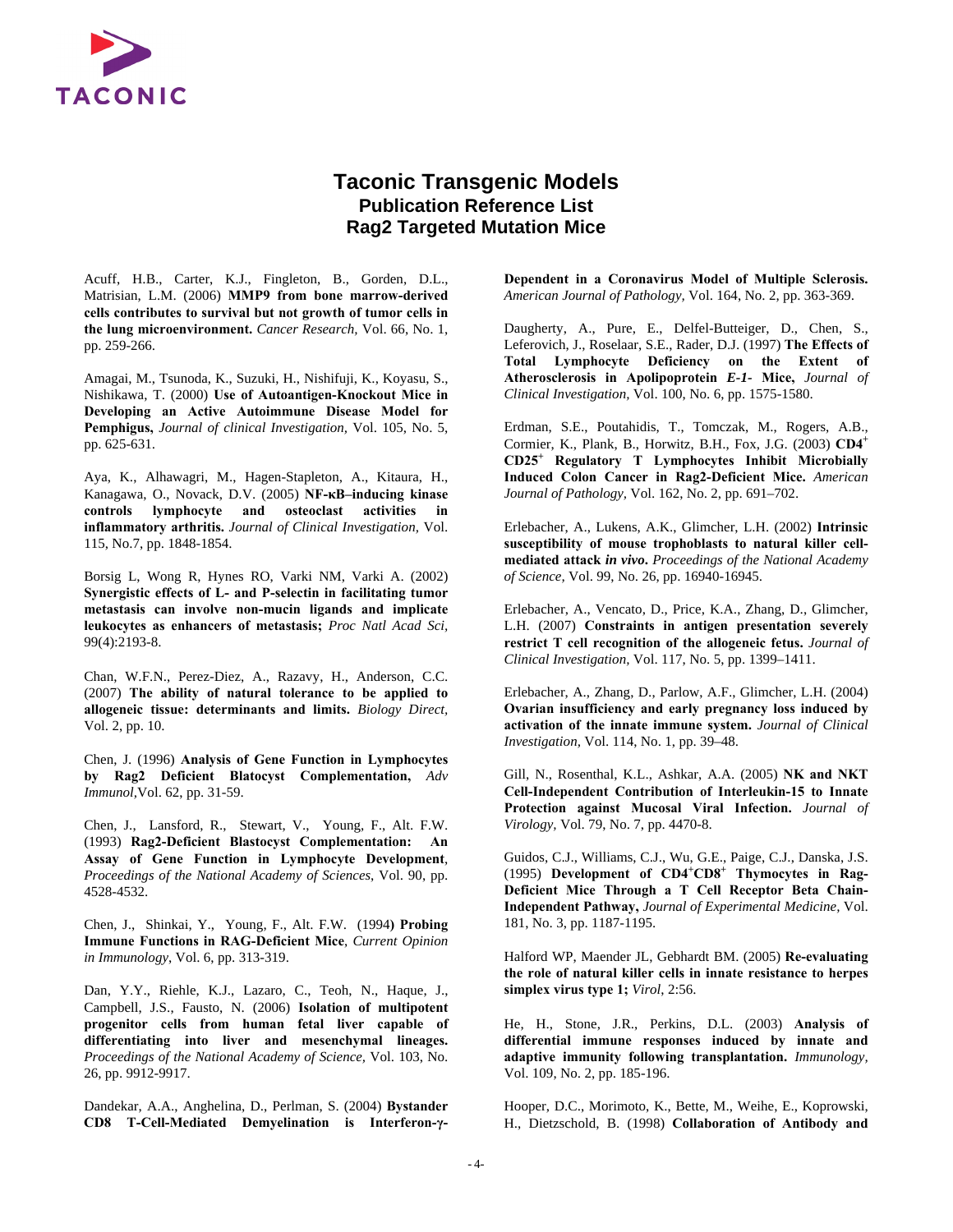# Taconic Transgenic Models

## Publication Reference List

## Rag2 Targeted Mutation Mice

Acuff, H.B., Carter, K.J., Fingleton, B., Gorden, D.L., Matrisian, L.M. (2006) **MMP9 from bone marrow-derived cells contributes to survival but not growth of tumor cells in the lung microenvironment.** *Cancer Research,* Vol. 66, No. 1, pp. 259-266.

Amagai, M., Tsunoda, K., Suzuki, H., Nishifuji, K., Koyasu, S., Nishikawa, T. (2000) **Use of Autoantigen-Knockout Mice in Developing an Active Autoimmune Disease Model for Pemphigus,** *Journal of clinical Investigation,* Vol. 105, No. 5, pp. 625-631.

Aya, K., Alhawagri, M., Hagen-Stapleton, A., Kitaura, H., Kanagawa, O., Novack, D.V. (2005) **NF-κB–inducing kinase controls lymphocyte and osteoclast activities in inflammatory arthritis.** *Journal of Clinical Investigation,* Vol. 115, No.7, pp. 1848-1854.

Borsig L, Wong R, Hynes RO, Varki NM, Varki A. (2002) **Synergistic effects of L- and P-selectin in facilitating tumor metastasis can involve non-mucin ligands and implicate leukocytes as enhancers of metastasis;** *Proc Natl Acad Sci,* 99(4):2193-8.

Chan, W.F.N., Perez-Diez, A., Razavy, H., Anderson, C.C. (2007) **The ability of natural tolerance to be applied to allogeneic tissue: determinants and limits.** *Biology Direct,* Vol. 2, pp. 10.

Chen, J. (1996) **Analysis of Gene Function in Lymphocytes by Rag2 Deficient Blatocyst Complementation,** *Adv Immunol,*Vol. 62, pp. 31-59.

Chen, J., Lansford, R., Stewart, V., Young, F., Alt. F.W. (1993) **Rag2-Deficient Blastocyst Complementation: An Assay of Gene Function in Lymphocyte Development**, *Proceedings of the National Academy of Sciences*, Vol. 90, pp. 4528-4532.

Chen, J., Shinkai, Y., Young, F., Alt. F.W. (1994**) Probing Immune Functions in RAG-Deficient Mice**, *Current Opinion in Immunology*, Vol. 6, pp. 313-319.

Dan, Y.Y., Riehle, K.J., Lazaro, C., Teoh, N., Haque, J., Campbell, J.S., Fausto, N. (2006) **Isolation of multipotent progenitor cells from human fetal liver capable of differentiating into liver and mesenchymal lineages.** *Proceedings of the National Academy of Science,* Vol. 103, No. 26, pp. 9912-9917.

Dandekar, A.A., Anghelina, D., Perlman, S. (2004) **Bystander CD8 T-Cell-Mediated Demyelination is Interferon-γ-Dependent in a Coronavirus Model of Multiple Sclerosis.** *American Journal of Pathology,* Vol. 164, No. 2, pp. 363-369.

Daugherty, A., Pure, E., Delfel-Butteiger, D., Chen, S., Leferovich, J., Roselaar, S.E., Rader, D.J. (1997) **The Effects of Total Lymphocyte Deficiency on the Extent of Atherosclerosis in Apolipoprotein *E-1-* Mice,** *Journal of Clinical Investigation,* Vol. 100, No. 6, pp. 1575-1580.

Erdman, S.E., Poutahidis, T., Tomczak, M., Rogers, A.B., Cormier, K., Plank, B., Horwitz, B.H., Fox, J.G. (2003) **CD4$^+$ CD25$^+$ Regulatory T Lymphocytes Inhibit Microbially Induced Colon Cancer in Rag2-Deficient Mice.** *American Journal of Pathology,* Vol. 162, No. 2, pp. 691–702.

Erlebacher, A., Lukens, A.K., Glimcher, L.H. (2002) **Intrinsic susceptibility of mouse trophoblasts to natural killer cell-mediated attack *in vivo*.** *Proceedings of the National Academy of Science,* Vol. 99, No. 26, pp. 16940-16945.

Erlebacher, A., Vencato, D., Price, K.A., Zhang, D., Glimcher, L.H. (2007) **Constraints in antigen presentation severely restrict T cell recognition of the allogeneic fetus.** *Journal of Clinical Investigation,* Vol. 117, No. 5, pp. 1399–1411.

Erlebacher, A., Zhang, D., Parlow, A.F., Glimcher, L.H. (2004) **Ovarian insufficiency and early pregnancy loss induced by activation of the innate immune system.** *Journal of Clinical Investigation,* Vol. 114, No. 1, pp. 39–48.

Gill, N., Rosenthal, K.L., Ashkar, A.A. (2005) **NK and NKT Cell-Independent Contribution of Interleukin-15 to Innate Protection against Mucosal Viral Infection.** *Journal of Virology,* Vol. 79, No. 7, pp. 4470-8.

Guidos, C.J., Williams, C.J., Wu, G.E., Paige, C.J., Danska, J.S. (1995) **Development of CD4$^+$CD8$^+$ Thymocytes in Rag-Deficient Mice Through a T Cell Receptor Beta Chain-Independent Pathway,** *Journal of Experimental Medicine,* Vol. 181, No. 3, pp. 1187-1195.

Halford WP, Maender JL, Gebhardt BM. (2005) **Re-evaluating the role of natural killer cells in innate resistance to herpes simplex virus type 1;** *Virol,* 2:56.

He, H., Stone, J.R., Perkins, D.L. (2003) **Analysis of differential immune responses induced by innate and adaptive immunity following transplantation.** *Immunology,* Vol. 109, No. 2, pp. 185-196.

Hooper, D.C., Morimoto, K., Bette, M., Weihe, E., Koprowski, H., Dietzschold, B. (1998) **Collaboration of Antibody and**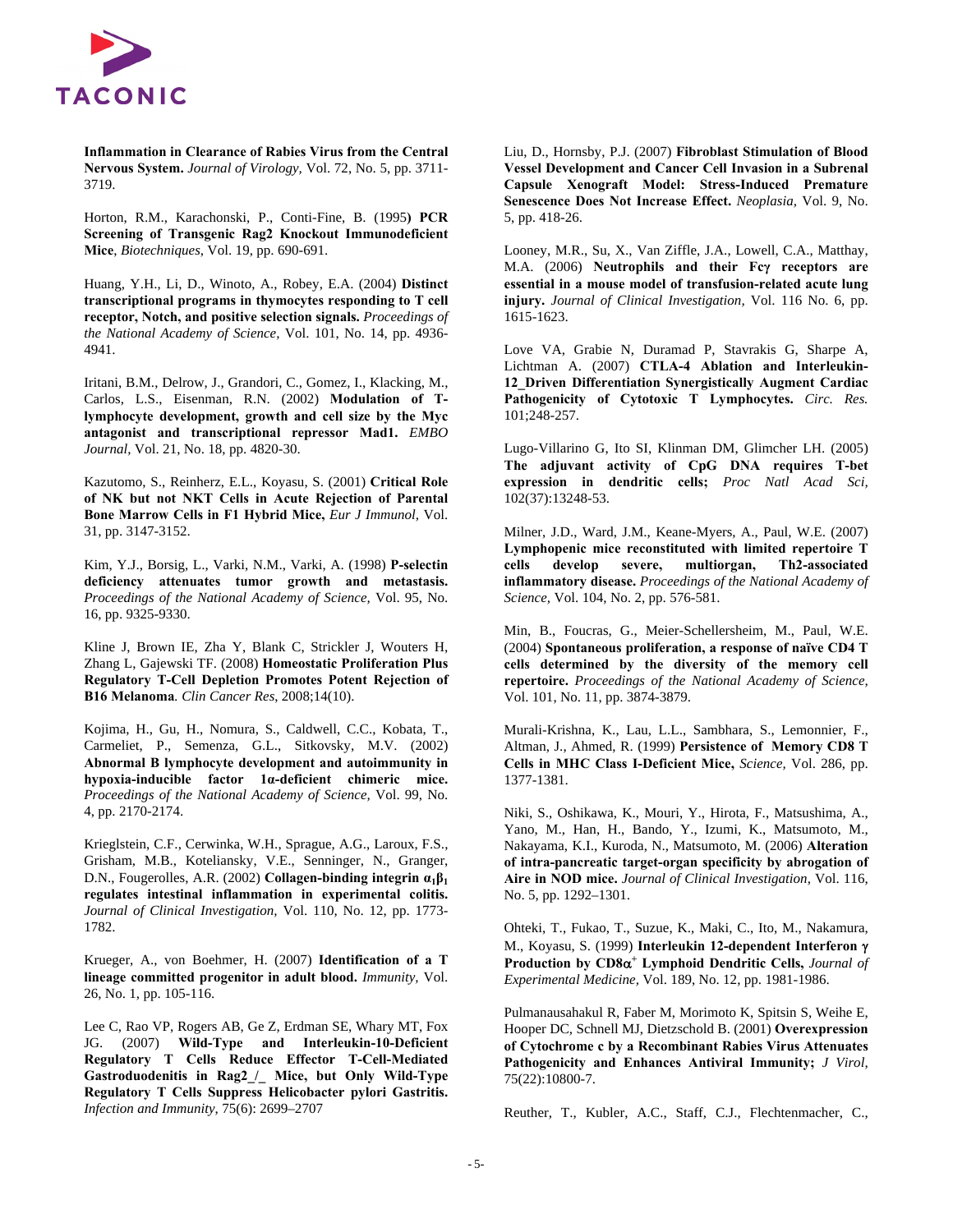**Inflammation in Clearance of Rabies Virus from the Central Nervous System.** *Journal of Virology,* Vol. 72, No. 5, pp. 3711-3719.

Horton, R.M., Karachonski, P., Conti-Fine, B. (1995**) PCR Screening of Transgenic Rag2 Knockout Immunodeficient Mice**, *Biotechniques,* Vol. 19, pp. 690-691.

Huang, Y.H., Li, D., Winoto, A., Robey, E.A. (2004) **Distinct transcriptional programs in thymocytes responding to T cell receptor, Notch, and positive selection signals.** *Proceedings of the National Academy of Science,* Vol. 101, No. 14, pp. 4936-4941.

Iritani, B.M., Delrow, J., Grandori, C., Gomez, I., Klacking, M., Carlos, L.S., Eisenman, R.N. (2002) **Modulation of T-lymphocyte development, growth and cell size by the Myc antagonist and transcriptional repressor Mad1.** *EMBO Journal,* Vol. 21, No. 18, pp. 4820-30.

Kazutomo, S., Reinherz, E.L., Koyasu, S. (2001) **Critical Role of NK but not NKT Cells in Acute Rejection of Parental Bone Marrow Cells in F1 Hybrid Mice,** *Eur J Immunol,* Vol. 31, pp. 3147-3152.

Kim, Y.J., Borsig, L., Varki, N.M., Varki, A. (1998) **P-selectin deficiency attenuates tumor growth and metastasis.** *Proceedings of the National Academy of Science,* Vol. 95, No. 16, pp. 9325-9330.

Kline J, Brown IE, Zha Y, Blank C, Strickler J, Wouters H, Zhang L, Gajewski TF. (2008) **Homeostatic Proliferation Plus Regulatory T-Cell Depletion Promotes Potent Rejection of B16 Melanoma***. Clin Cancer Res*, 2008;14(10).

Kojima, H., Gu, H., Nomura, S., Caldwell, C.C., Kobata, T., Carmeliet, P., Semenza, G.L., Sitkovsky, M.V. (2002) **Abnormal B lymphocyte development and autoimmunity in hypoxia-inducible factor 1α-deficient chimeric mice.** *Proceedings of the National Academy of Science,* Vol. 99, No. 4, pp. 2170-2174.

Krieglstein, C.F., Cerwinka, W.H., Sprague, A.G., Laroux, F.S., Grisham, M.B., Koteliansky, V.E., Senninger, N., Granger, D.N., Fougerolles, A.R. (2002) **Collagen-binding integrin $\alpha_1\beta_1$ regulates intestinal inflammation in experimental colitis.** *Journal of Clinical Investigation,* Vol. 110, No. 12, pp. 1773-1782.

Krueger, A., von Boehmer, H. (2007) **Identification of a T lineage committed progenitor in adult blood.** *Immunity,* Vol. 26, No. 1, pp. 105-116.

Lee C, Rao VP, Rogers AB, Ge Z, Erdman SE, Whary MT, Fox JG. (2007) **Wild-Type and Interleukin-10-Deficient Regulatory T Cells Reduce Effector T-Cell-Mediated Gastroduodenitis in Rag2_/_ Mice, but Only Wild-Type Regulatory T Cells Suppress Helicobacter pylori Gastritis.** *Infection and Immunity*, 75(6): 2699–2707

Liu, D., Hornsby, P.J. (2007) **Fibroblast Stimulation of Blood Vessel Development and Cancer Cell Invasion in a Subrenal Capsule Xenograft Model: Stress-Induced Premature Senescence Does Not Increase Effect.** *Neoplasia,* Vol. 9, No. 5, pp. 418-26.

Looney, M.R., Su, X., Van Ziffle, J.A., Lowell, C.A., Matthay, M.A. (2006) **Neutrophils and their Fcγ receptors are essential in a mouse model of transfusion-related acute lung injury.** *Journal of Clinical Investigation,* Vol. 116 No. 6, pp. 1615-1623.

Love VA, Grabie N, Duramad P, Stavrakis G, Sharpe A, Lichtman A. (2007) **CTLA-4 Ablation and Interleukin-12_Driven Differentiation Synergistically Augment Cardiac Pathogenicity of Cytotoxic T Lymphocytes.** *Circ. Res.* 101;248-257.

Lugo-Villarino G, Ito SI, Klinman DM, Glimcher LH. (2005) **The adjuvant activity of CpG DNA requires T-bet expression in dendritic cells;** *Proc Natl Acad Sci,* 102(37):13248-53.

Milner, J.D., Ward, J.M., Keane-Myers, A., Paul, W.E. (2007) **Lymphopenic mice reconstituted with limited repertoire T cells develop severe, multiorgan, Th2-associated inflammatory disease.** *Proceedings of the National Academy of Science,* Vol. 104, No. 2, pp. 576-581.

Min, B., Foucras, G., Meier-Schellersheim, M., Paul, W.E. (2004) **Spontaneous proliferation, a response of naïve CD4 T cells determined by the diversity of the memory cell repertoire.** *Proceedings of the National Academy of Science,* Vol. 101, No. 11, pp. 3874-3879.

Murali-Krishna, K., Lau, L.L., Sambhara, S., Lemonnier, F., Altman, J., Ahmed, R. (1999) **Persistence of Memory CD8 T Cells in MHC Class I-Deficient Mice,** *Science,* Vol. 286, pp. 1377-1381.

Niki, S., Oshikawa, K., Mouri, Y., Hirota, F., Matsushima, A., Yano, M., Han, H., Bando, Y., Izumi, K., Matsumoto, M., Nakayama, K.I., Kuroda, N., Matsumoto, M. (2006) **Alteration of intra-pancreatic target-organ specificity by abrogation of Aire in NOD mice.** *Journal of Clinical Investigation,* Vol. 116, No. 5, pp. 1292–1301.

Ohteki, T., Fukao, T., Suzue, K., Maki, C., Ito, M., Nakamura, M., Koyasu, S. (1999) **Interleukin 12-dependent Interferon γ Production by CD8$\alpha^+$ Lymphoid Dendritic Cells,** *Journal of Experimental Medicine,* Vol. 189, No. 12, pp. 1981-1986.

Pulmanausahakul R, Faber M, Morimoto K, Spitsin S, Weihe E, Hooper DC, Schnell MJ, Dietzschold B. (2001) **Overexpression of Cytochrome c by a Recombinant Rabies Virus Attenuates Pathogenicity and Enhances Antiviral Immunity;** *J Virol,* 75(22):10800-7.

Reuther, T., Kubler, A.C., Staff, C.J., Flechtenmacher, C.,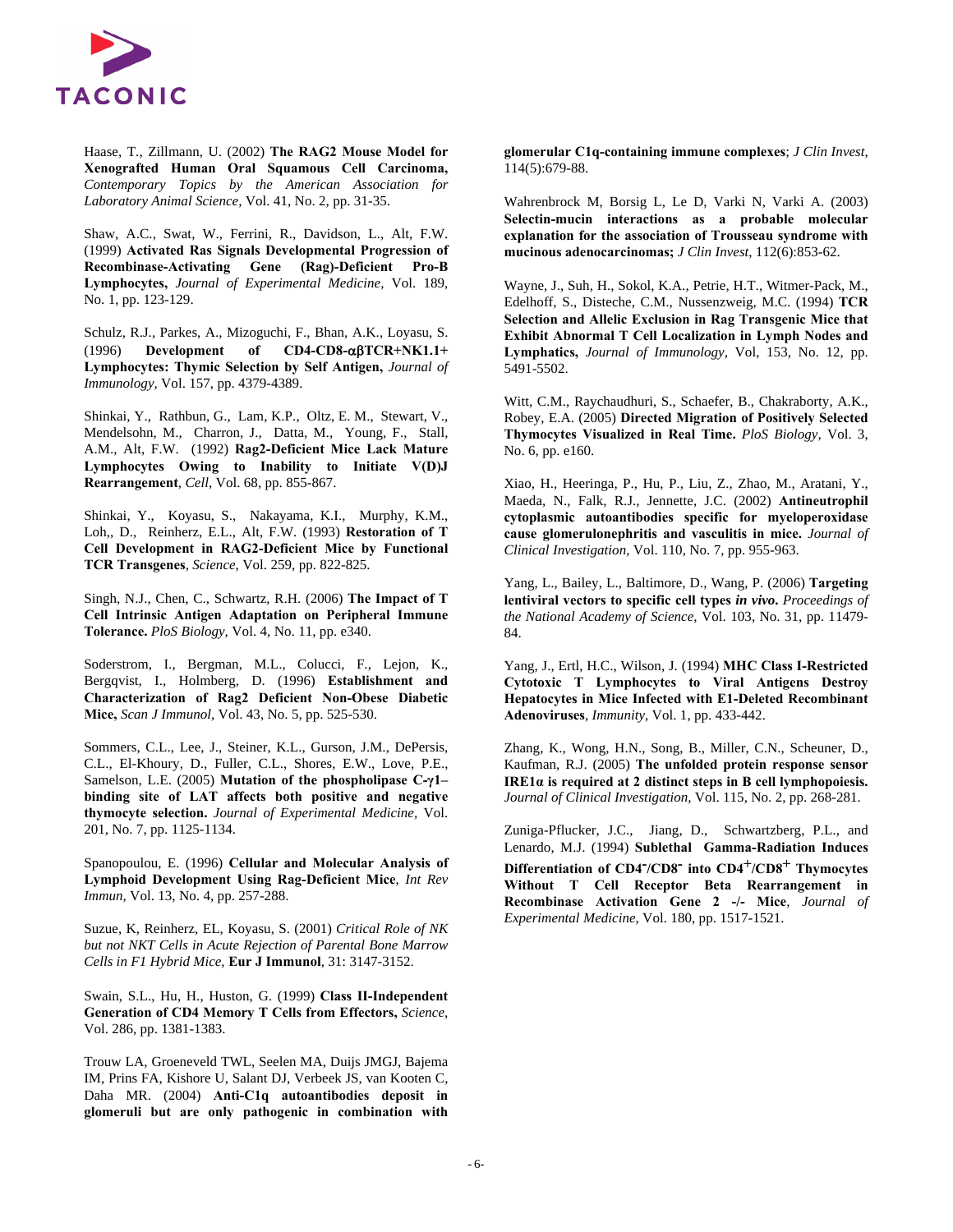Haase, T., Zillmann, U. (2002) **The RAG2 Mouse Model for Xenografted Human Oral Squamous Cell Carcinoma,** *Contemporary Topics by the American Association for Laboratory Animal Science*, Vol. 41, No. 2, pp. 31-35.

Shaw, A.C., Swat, W., Ferrini, R., Davidson, L., Alt, F.W. (1999) **Activated Ras Signals Developmental Progression of Recombinase-Activating Gene (Rag)-Deficient Pro-B Lymphocytes,** *Journal of Experimental Medicine*, Vol. 189, No. 1, pp. 123-129.

Schulz, R.J., Parkes, A., Mizoguchi, F., Bhan, A.K., Loyasu, S. (1996) **Development of CD4-CD8-αβTCR+NK1.1+ Lymphocytes: Thymic Selection by Self Antigen,** *Journal of Immunology,* Vol. 157, pp. 4379-4389.

Shinkai, Y., Rathbun, G., Lam, K.P., Oltz, E. M., Stewart, V., Mendelsohn, M., Charron, J., Datta, M., Young, F., Stall, A.M., Alt, F.W. (1992) **Rag2-Deficient Mice Lack Mature Lymphocytes Owing to Inability to Initiate V(D)J Rearrangement**, *Cell*, Vol. 68, pp. 855-867.

Shinkai, Y., Koyasu, S., Nakayama, K.I., Murphy, K.M., Loh,, D., Reinherz, E.L., Alt, F.W. (1993) **Restoration of T Cell Development in RAG2-Deficient Mice by Functional TCR Transgenes**, *Science,* Vol. 259, pp. 822-825.

Singh, N.J., Chen, C., Schwartz, R.H. (2006) **The Impact of T Cell Intrinsic Antigen Adaptation on Peripheral Immune Tolerance.** *PloS Biology,* Vol. 4, No. 11, pp. e340.

Soderstrom, I., Bergman, M.L., Colucci, F., Lejon, K., Bergqvist, I., Holmberg, D. (1996) **Establishment and Characterization of Rag2 Deficient Non-Obese Diabetic Mice,** *Scan J Immunol*, Vol. 43, No. 5, pp. 525-530.

Sommers, C.L., Lee, J., Steiner, K.L., Gurson, J.M., DePersis, C.L., El-Khoury, D., Fuller, C.L., Shores, E.W., Love, P.E., Samelson, L.E. (2005) **Mutation of the phospholipase C-γ1–binding site of LAT affects both positive and negative thymocyte selection.** *Journal of Experimental Medicine*, Vol. 201, No. 7, pp. 1125-1134.

Spanopoulou, E. (1996) **Cellular and Molecular Analysis of Lymphoid Development Using Rag-Deficient Mice**, *Int Rev Immun,* Vol. 13, No. 4, pp. 257-288.

Suzue, K, Reinherz, EL, Koyasu, S. (2001) *Critical Role of NK but not NKT Cells in Acute Rejection of Parental Bone Marrow Cells in F1 Hybrid Mice*, **Eur J Immunol**, 31: 3147-3152.

Swain, S.L., Hu, H., Huston, G. (1999) **Class II-Independent Generation of CD4 Memory T Cells from Effectors,** *Science,* Vol. 286, pp. 1381-1383.

Trouw LA, Groeneveld TWL, Seelen MA, Duijs JMGJ, Bajema IM, Prins FA, Kishore U, Salant DJ, Verbeek JS, van Kooten C, Daha MR. (2004) **Anti-C1q autoantibodies deposit in glomeruli but are only pathogenic in combination with glomerular C1q-containing immune complexes**; *J Clin Invest*, 114(5):679-88.

Wahrenbrock M, Borsig L, Le D, Varki N, Varki A. (2003) **Selectin-mucin interactions as a probable molecular explanation for the association of Trousseau syndrome with mucinous adenocarcinomas;** *J Clin Invest*, 112(6):853-62.

Wayne, J., Suh, H., Sokol, K.A., Petrie, H.T., Witmer-Pack, M., Edelhoff, S., Disteche, C.M., Nussenzweig, M.C. (1994) **TCR Selection and Allelic Exclusion in Rag Transgenic Mice that Exhibit Abnormal T Cell Localization in Lymph Nodes and Lymphatics,** *Journal of Immunology*, Vol, 153, No. 12, pp. 5491-5502.

Witt, C.M., Raychaudhuri, S., Schaefer, B., Chakraborty, A.K., Robey, E.A. (2005) **Directed Migration of Positively Selected Thymocytes Visualized in Real Time.** *PloS Biology,* Vol. 3, No. 6, pp. e160.

Xiao, H., Heeringa, P., Hu, P., Liu, Z., Zhao, M., Aratani, Y., Maeda, N., Falk, R.J., Jennette, J.C. (2002) **Antineutrophil cytoplasmic autoantibodies specific for myeloperoxidase cause glomerulonephritis and vasculitis in mice.** *Journal of Clinical Investigation,* Vol. 110, No. 7, pp. 955-963.

Yang, L., Bailey, L., Baltimore, D., Wang, P. (2006) **Targeting lentiviral vectors to specific cell types *in vivo*.** *Proceedings of the National Academy of Science,* Vol. 103, No. 31, pp. 11479-84.

Yang, J., Ertl, H.C., Wilson, J. (1994) **MHC Class I-Restricted Cytotoxic T Lymphocytes to Viral Antigens Destroy Hepatocytes in Mice Infected with E1-Deleted Recombinant Adenoviruses**, *Immunity*, Vol. 1, pp. 433-442.

Zhang, K., Wong, H.N., Song, B., Miller, C.N., Scheuner, D., Kaufman, R.J. (2005) **The unfolded protein response sensor IRE1α is required at 2 distinct steps in B cell lymphopoiesis.** *Journal of Clinical Investigation,* Vol. 115, No. 2, pp. 268-281.

Zuniga-Pflucker, J.C., Jiang, D., Schwartzberg, P.L., and Lenardo, M.J. (1994) **Sublethal Gamma-Radiation Induces Differentiation of $CD4^-/CD8^-$ into $CD4^+/CD8^+$ Thymocytes Without T Cell Receptor Beta Rearrangement in Recombinase Activation Gene 2 -/- Mice**, *Journal of Experimental Medicine*, Vol. 180, pp. 1517-1521.